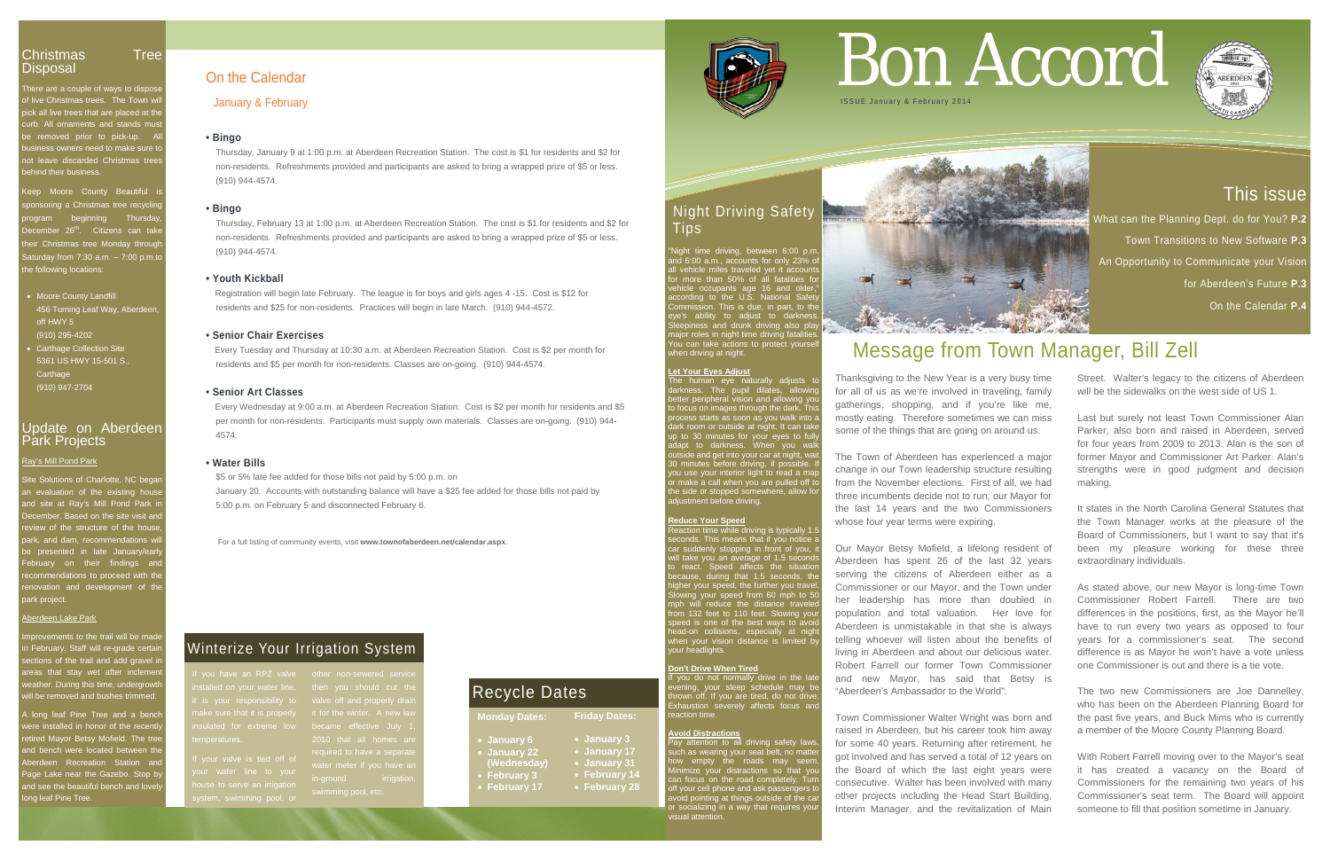# Bon Accord

ISSUE January & February 2014

## This issue

What can the Planning Dept. do for You? **P.2**

Town Transitions to New Software **P.3**

An Opportunity to Communicate your Vision for Aberdeen's Future **P.3**

On the Calendar **P.4**

## Christmas Tree Disposal

There are a couple of ways to dispose of live Christmas trees. The Town will pick all live trees that are placed at the curb. All ornaments and stands must be removed prior to pick-up. All business owners need to make sure to not leave discarded Christmas trees behind their business.

Keep Moore County Beautiful is sponsoring a Christmas tree recycling program beginning Thursday, December 26th. Citizens can take their Christmas tree Monday through Saturday from 7:30 a.m. – 7:00 p.m.to the following locations:

- Moore County Landfill
  456 Turning Leaf Way, Aberdeen, off HWY 5
  (910) 295-4202
- Carthage Collection Site
  5361 US HWY 15-501 S., Carthage
  (910) 947-2704

## Update on Aberdeen Park Projects

**Ray's Mill Pond Park**

Site Solutions of Charlotte, NC began an evaluation of the existing house and site at Ray's Mill Pond Park in December. Based on the site visit and review of the structure of the house, park, and dam, recommendations will be presented in late January/early February on their findings and recommendations to proceed with the renovation and development of the park project.

**Aberdeen Lake Park**

Improvements to the trail will be made in February. Staff will re-grade certain sections of the trail and add gravel in areas that stay wet after inclement weather. During this time, undergrowth will be removed and bushes trimmed.

A long leaf Pine Tree and a bench were installed in honor of the recently retired Mayor Betsy Mofield. The tree and bench were located between the Aberdeen Recreation Station and Page Lake near the Gazebo. Stop by and see the beautiful bench and lovely long leaf Pine Tree.

## On the Calendar

January & February

**• Bingo**

Thursday, January 9 at 1:00 p.m. at Aberdeen Recreation Station. The cost is $1 for residents and $2 for non-residents. Refreshments provided and participants are asked to bring a wrapped prize of $5 or less. (910) 944-4574.

**• Bingo**

Thursday, February 13 at 1:00 p.m. at Aberdeen Recreation Station. The cost is $1 for residents and $2 for non-residents. Refreshments provided and participants are asked to bring a wrapped prize of $5 or less. (910) 944-4574.

**• Youth Kickball**

Registration will begin late February. The league is for boys and girls ages 4 -15. Cost is $12 for residents and $25 for non-residents. Practices will begin in late March. (910) 944-4572.

**• Senior Chair Exercises**

Every Tuesday and Thursday at 10:30 a.m. at Aberdeen Recreation Station. Cost is $2 per month for residents and $5 per month for non-residents. Classes are on-going. (910) 944-4574.

**• Senior Art Classes**

Every Wednesday at 9:00 a.m. at Aberdeen Recreation Station. Cost is $2 per month for residents and $5 per month for non-residents. Participants must supply own materials. Classes are on-going. (910) 944-4574.

**• Water Bills**

$5 or 5% late fee added for those bills not paid by 5:00 p.m. on

January 20. Accounts with outstanding balance will have a $25 fee added for those bills not paid by 5:00 p.m. on February 5 and disconnected February 6.

For a full listing of community events, visit **www.townofaberdeen.net/calendar.aspx**.

## Winterize Your Irrigation System

If you have an RPZ valve installed on your water line, it is your responsibility to make sure that it is properly insulated for extreme low temperatures.

If your valve is tied off of your water line to your house to serve an irrigation system, swimming pool, or other non-sewered service then you should cut the valve off and properly drain it for the winter. A new law became effective July 1, 2010 that all homes are required to have a separate water meter if you have an in-ground irrigation, swimming pool, etc.

## Recycle Dates

| Monday Dates: | Friday Dates: |
|---|---|
| January 6 | January 3 |
| January 22 (Wednesday) | January 17 |
| February 3 | January 31 |
| February 17 | February 14 |
| | February 28 |

## Night Driving Safety Tips

"Night time driving, between 6:00 p.m. and 6:00 a.m., accounts for only 23% of all vehicle miles traveled yet it accounts for more than 50% of all fatalities for vehicle occupants age 16 and older," according to the U.S. National Safety Commission. This is due, in part, to the eye's ability to adjust to darkness. Sleepiness and drunk driving also play major roles in night time driving fatalities. You can take actions to protect yourself when driving at night.

**Let Your Eyes Adjust**

The human eye naturally adjusts to darkness. The pupil dilates, allowing better peripheral vision and allowing you to focus on images through the dark. This process starts as soon as you walk into a dark room or outside at night. It can take up to 30 minutes for your eyes to fully adapt to darkness. When you walk outside and get into your car at night, wait 30 minutes before driving, if possible. If you use your interior light to read a map or make a call when you are pulled off to the side or stopped somewhere, allow for adjustment before driving.

**Reduce Your Speed**

Reaction time while driving is typically 1.5 seconds. This means that if you notice a car suddenly stopping in front of you, it will take you an average of 1.5 seconds to react. Speed affects the situation because, during that 1.5 seconds, the higher your speed, the further you travel. Slowing your speed from 60 mph to 50 mph will reduce the distance traveled from 132 feet to 110 feet. Slowing your speed is one of the best ways to avoid head-on collisions, especially at night when your vision distance is limited by your headlights.

**Don't Drive When Tired**

If you do not normally drive in the late evening, your sleep schedule may be thrown off. If you are tired, do not drive. Exhaustion severely affects focus and reaction time.

**Avoid Distractions**

Pay attention to all driving safety laws, such as wearing your seat belt, no matter how empty the roads may seem. Minimize your distractions so that you can focus on the road completely. Turn off your cell phone and ask passengers to avoid pointing at things outside of the car or socializing in a way that requires your visual attention.

## Message from Town Manager, Bill Zell

Thanksgiving to the New Year is a very busy time for all of us as we're involved in traveling, family gatherings, shopping, and if you're like me, mostly eating. Therefore sometimes we can miss some of the things that are going on around us.

The Town of Aberdeen has experienced a major change in our Town leadership structure resulting from the November elections. First of all, we had three incumbents decide not to run; our Mayor for the last 14 years and the two Commissioners whose four year terms were expiring.

Our Mayor Betsy Mofield, a lifelong resident of Aberdeen has spent 26 of the last 32 years serving the citizens of Aberdeen either as a Commissioner or our Mayor, and the Town under her leadership has more than doubled in population and total valuation. Her love for Aberdeen is unmistakable in that she is always telling whoever will listen about the benefits of living in Aberdeen and about our delicious water. Robert Farrell our former Town Commissioner and new Mayor, has said that Betsy is "Aberdeen's Ambassador to the World".

Town Commissioner Walter Wright was born and raised in Aberdeen, but his career took him away for some 40 years. Returning after retirement, he got involved and has served a total of 12 years on the Board of which the last eight years were consecutive. Walter has been involved with many other projects including the Head Start Building, Interim Manager, and the revitalization of Main Street. Walter's legacy to the citizens of Aberdeen will be the sidewalks on the west side of US 1.

Last but surely not least Town Commissioner Alan Parker, also born and raised in Aberdeen, served for four years from 2009 to 2013. Alan is the son of former Mayor and Commissioner Art Parker. Alan's strengths were in good judgment and decision making.

It states in the North Carolina General Statutes that the Town Manager works at the pleasure of the Board of Commissioners, but I want to say that it's been my pleasure working for these three extraordinary individuals.

As stated above, our new Mayor is long-time Town Commissioner Robert Farrell. There are two differences in the positions, first, as the Mayor he'll have to run every two years as opposed to four years for a commissioner's seat. The second difference is as Mayor he won't have a vote unless one Commissioner is out and there is a tie vote.

The two new Commissioners are Joe Dannelley, who has been on the Aberdeen Planning Board for the past five years, and Buck Mims who is currently a member of the Moore County Planning Board.

With Robert Farrell moving over to the Mayor's seat it has created a vacancy on the Board of Commissioners for the remaining two years of his Commissioner's seat term. The Board will appoint someone to fill that position sometime in January.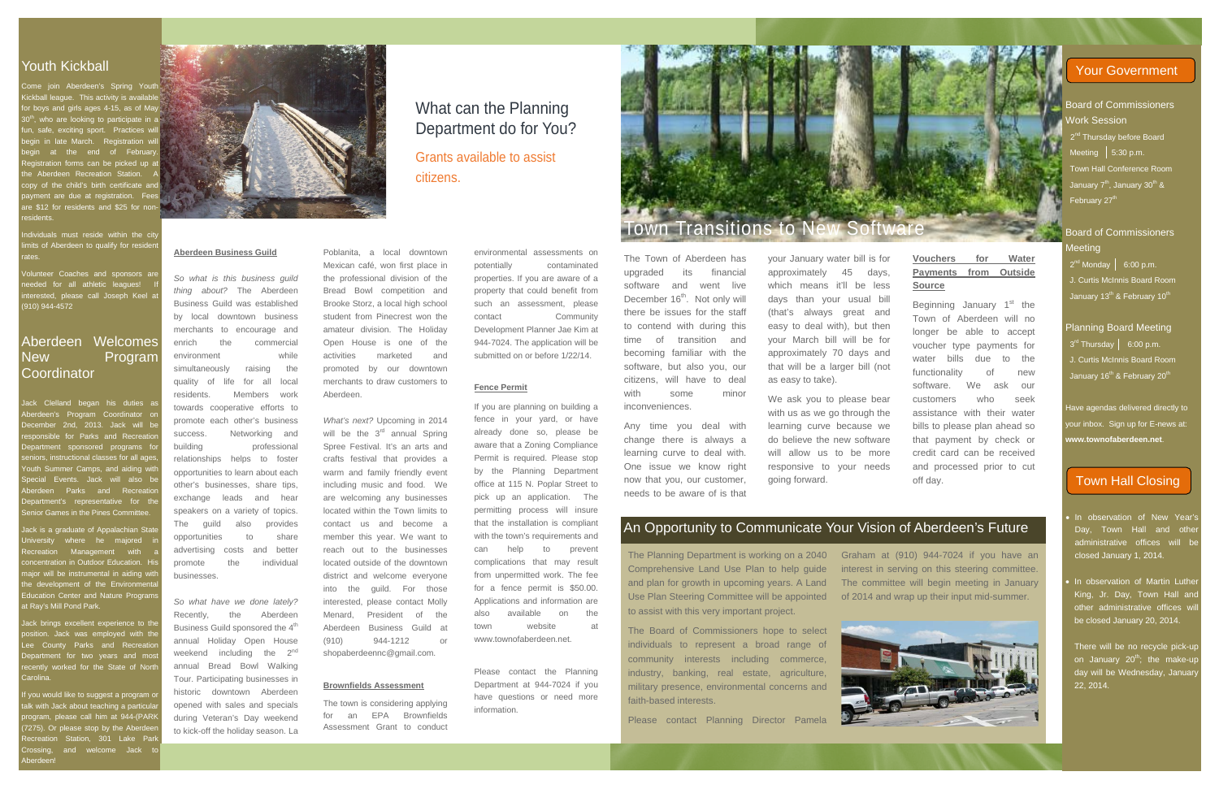## Youth Kickball

Come join Aberdeen's Spring Youth Kickball league. This activity is available for boys and girls ages 4-15, as of May 30th, who are looking to participate in a fun, safe, exciting sport. Practices will begin in late March. Registration will begin at the end of February. Registration forms can be picked up at the Aberdeen Recreation Station. A copy of the child's birth certificate and payment are due at registration. Fees are $12 for residents and $25 for non-residents.

Individuals must reside within the city limits of Aberdeen to qualify for resident rates.

Volunteer Coaches and sponsors are needed for all athletic leagues! If interested, please call Joseph Keel at (910) 944-4572

## Aberdeen Welcomes New Program Coordinator

Jack Clelland began his duties as Aberdeen's Program Coordinator on December 2nd, 2013. Jack will be responsible for Parks and Recreation Department sponsored programs for seniors, instructional classes for all ages, Youth Summer Camps, and aiding with Special Events. Jack will also be Aberdeen Parks and Recreation Department's representative for the Senior Games in the Pines Committee.

Jack is a graduate of Appalachian State University where he majored in Recreation Management with a concentration in Outdoor Education. His major will be instrumental in aiding with the development of the Environmental Education Center and Nature Programs at Ray's Mill Pond Park.

Jack brings excellent experience to the position. Jack was employed with the Lee County Parks and Recreation Department for two years and most recently worked for the State of North Carolina.

If you would like to suggest a program or talk with Jack about teaching a particular program, please call him at 944-(PARK (7275). Or please stop by the Aberdeen Recreation Station, 301 Lake Park Crossing, and welcome Jack to Aberdeen!

## What can the Planning Department do for You?

### Grants available to assist citizens.

**Aberdeen Business Guild**

*So what is this business guild thing about?* The Aberdeen Business Guild was established by local downtown business merchants to encourage and enrich the commercial environment while simultaneously raising the quality of life for all local residents. Members work towards cooperative efforts to promote each other's business success. Networking and building professional relationships helps to foster opportunities to learn about each other's businesses, share tips, exchange leads and hear speakers on a variety of topics. The guild also provides opportunities to share advertising costs and better promote the individual businesses.

*So what have we done lately?* Recently, the Aberdeen Business Guild sponsored the 4th annual Holiday Open House weekend including the 2nd annual Bread Bowl Walking Tour. Participating businesses in historic downtown Aberdeen opened with sales and specials during Veteran's Day weekend to kick-off the holiday season. La Poblanita, a local downtown Mexican café, won first place in the professional division of the Bread Bowl competition and Brooke Storz, a local high school student from Pinecrest won the amateur division. The Holiday Open House is one of the activities marketed and promoted by our downtown merchants to draw customers to Aberdeen.

*What's next?* Upcoming in 2014 will be the 3rd annual Spring Spree Festival. It's an arts and crafts festival that provides a warm and family friendly event including music and food. We are welcoming any businesses located within the Town limits to contact us and become a member this year. We want to reach out to the businesses located outside of the downtown district and welcome everyone into the guild. For those interested, please contact Molly Menard, President of the Aberdeen Business Guild at (910) 944-1212 or shopaberdeennc@gmail.com.

**Brownfields Assessment**

The town is considering applying for an EPA Brownfields Assessment Grant to conduct environmental assessments on potentially contaminated properties. If you are aware of a property that could benefit from such an assessment, please contact Community Development Planner Jae Kim at 944-7024. The application will be submitted on or before 1/22/14.

**Fence Permit**

If you are planning on building a fence in your yard, or have already done so, please be aware that a Zoning Compliance Permit is required. Please stop by the Planning Department office at 115 N. Poplar Street to pick up an application. The permitting process will insure that the installation is compliant with the town's requirements and can help to prevent complications that may result from unpermitted work. The fee for a fence permit is $50.00. Applications and information are also available on the town website at www.townofaberdeen.net.

Please contact the Planning Department at 944-7024 if you have questions or need more information.

## Town Transitions to New Software

The Town of Aberdeen has upgraded its financial software and went live December 16th. Not only will there be issues for the staff to contend with during this time of transition and becoming familiar with the software, but also you, our citizens, will have to deal with some minor inconveniences.

Any time you deal with change there is always a learning curve to deal with. One issue we know right now that you, our customer, needs to be aware of is that your January water bill is for approximately 45 days, which means it'll be less days than your usual bill (that's always great and easy to deal with), but then your March bill will be for approximately 70 days and that will be a larger bill (not as easy to take).

We ask you to please bear with us as we go through the learning curve because we do believe the new software will allow us to be more responsive to your needs going forward.

**Vouchers for Water Payments from Outside Source**

Beginning January 1st the Town of Aberdeen will no longer be able to accept voucher type payments for water bills due to the functionality of new software. We ask our customers who seek assistance with their water bills to please plan ahead so that payment by check or credit card can be received and processed prior to cut off day.

## An Opportunity to Communicate Your Vision of Aberdeen's Future

The Planning Department is working on a 2040 Comprehensive Land Use Plan to help guide and plan for growth in upcoming years. A Land Use Plan Steering Committee will be appointed to assist with this very important project.

The Board of Commissioners hope to select individuals to represent a broad range of community interests including commerce, industry, banking, real estate, agriculture, military presence, environmental concerns and faith-based interests.

Please contact Planning Director Pamela Graham at (910) 944-7024 if you have an interest in serving on this steering committee. The committee will begin meeting in January of 2014 and wrap up their input mid-summer.

## Your Government

**Board of Commissioners Work Session**

2nd Thursday before Board Meeting | 5:30 p.m.

Town Hall Conference Room

January 7th, January 30th & February 27th

**Board of Commissioners Meeting**

2nd Monday | 6:00 p.m.

J. Curtis McInnis Board Room

January 13th & February 10th

**Planning Board Meeting**

3rd Thursday | 6:00 p.m.

J. Curtis McInnis Board Room

January 16th & February 20th

Have agendas delivered directly to your inbox. Sign up for E-news at: **www.townofaberdeen.net**.

## Town Hall Closing

- In observation of New Year's Day, Town Hall and other administrative offices will be closed January 1, 2014.
- In observation of Martin Luther King, Jr. Day, Town Hall and other administrative offices will be closed January 20, 2014.

  There will be no recycle pick-up on January 20th; the make-up day will be Wednesday, January 22, 2014.